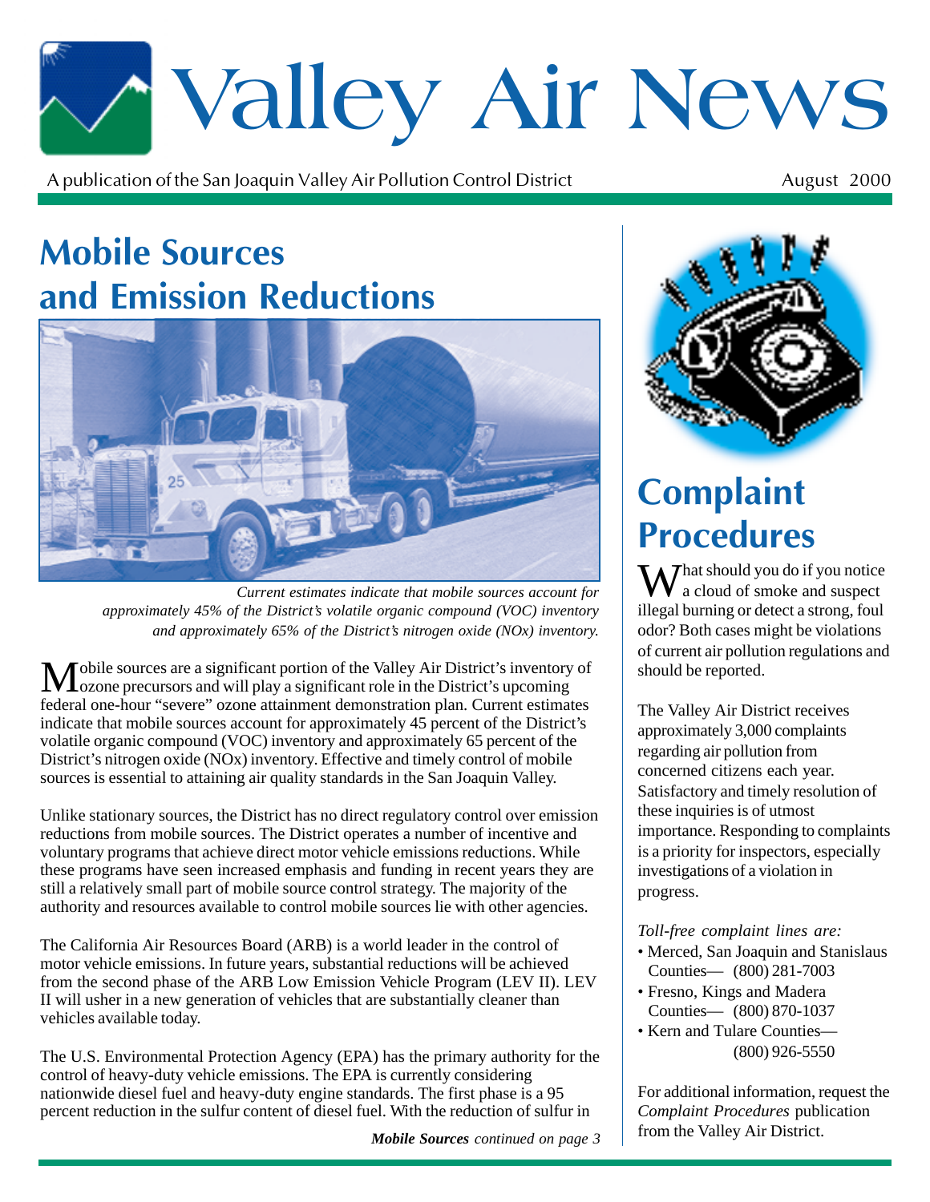# Valley Air News

A publication of the San Joaquin Valley Air Pollution Control District

August 2000

## Mobile Sources and Emission Reductions

*Current estimates indicate that mobile sources account for approximately 45% of the District's volatile organic compound (VOC) inventory and approximately 65% of the District's nitrogen oxide (NOx) inventory.*

Mobile sources are a significant portion of the Valley Air District's inventory of ozone precursors and will play a significant role in the District's upcoming federal one-hour "severe" ozone attainment demonstration plan. Current estimates indicate that mobile sources account for approximately 45 percent of the District's volatile organic compound (VOC) inventory and approximately 65 percent of the District's nitrogen oxide (NOx) inventory. Effective and timely control of mobile sources is essential to attaining air quality standards in the San Joaquin Valley.

Unlike stationary sources, the District has no direct regulatory control over emission reductions from mobile sources. The District operates a number of incentive and voluntary programs that achieve direct motor vehicle emissions reductions. While these programs have seen increased emphasis and funding in recent years they are still a relatively small part of mobile source control strategy. The majority of the authority and resources available to control mobile sources lie with other agencies.

The California Air Resources Board (ARB) is a world leader in the control of motor vehicle emissions. In future years, substantial reductions will be achieved from the second phase of the ARB Low Emission Vehicle Program (LEV II). LEV II will usher in a new generation of vehicles that are substantially cleaner than vehicles available today.

The U.S. Environmental Protection Agency (EPA) has the primary authority for the control of heavy-duty vehicle emissions. The EPA is currently considering nationwide diesel fuel and heavy-duty engine standards. The first phase is a 95 percent reduction in the sulfur content of diesel fuel. With the reduction of sulfur in

***Mobile Sources** continued on page 3*

## Complaint Procedures

What should you do if you notice a cloud of smoke and suspect illegal burning or detect a strong, foul odor? Both cases might be violations of current air pollution regulations and should be reported.

The Valley Air District receives approximately 3,000 complaints regarding air pollution from concerned citizens each year. Satisfactory and timely resolution of these inquiries is of utmost importance. Responding to complaints is a priority for inspectors, especially investigations of a violation in progress.

*Toll-free complaint lines are:*

- Merced, San Joaquin and Stanislaus Counties— (800) 281-7003
- Fresno, Kings and Madera Counties— (800) 870-1037
- Kern and Tulare Counties— (800) 926-5550

For additional information, request the *Complaint Procedures* publication from the Valley Air District.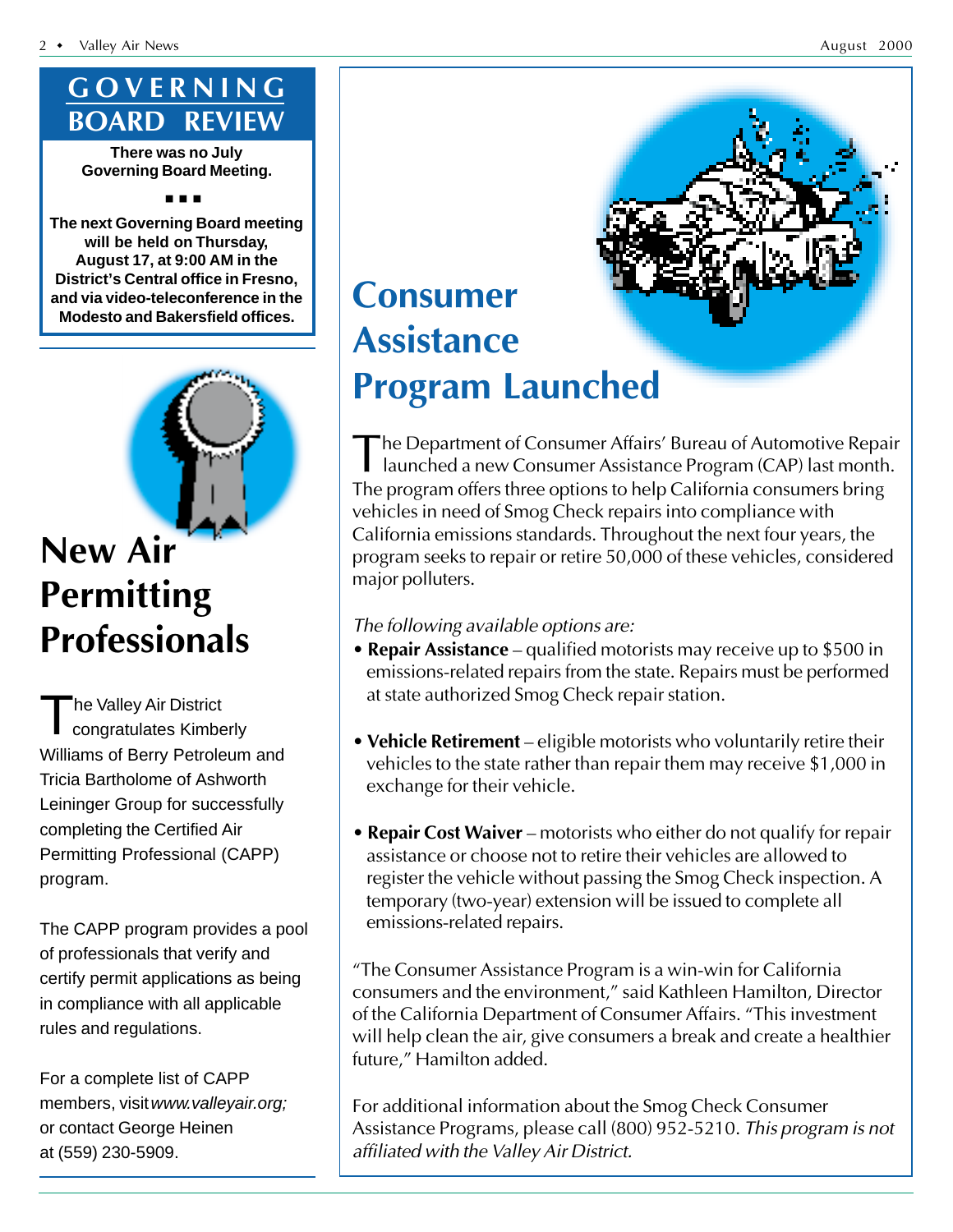## GOVERNING BOARD REVIEW

**There was no July Governing Board Meeting.**

■ ■ ■

**The next Governing Board meeting will be held on Thursday, August 17, at 9:00 AM in the District's Central office in Fresno, and via video-teleconference in the Modesto and Bakersfield offices.**

# New Air Permitting Professionals

The Valley Air District congratulates Kimberly Williams of Berry Petroleum and Tricia Bartholome of Ashworth Leininger Group for successfully completing the Certified Air Permitting Professional (CAPP) program.

The CAPP program provides a pool of professionals that verify and certify permit applications as being in compliance with all applicable rules and regulations.

For a complete list of CAPP members, visit *www.valleyair.org;* or contact George Heinen at (559) 230-5909.

# Consumer Assistance Program Launched

The Department of Consumer Affairs' Bureau of Automotive Repair launched a new Consumer Assistance Program (CAP) last month. The program offers three options to help California consumers bring vehicles in need of Smog Check repairs into compliance with California emissions standards. Throughout the next four years, the program seeks to repair or retire 50,000 of these vehicles, considered major polluters.

*The following available options are:*

- **Repair Assistance** – qualified motorists may receive up to $500 in emissions-related repairs from the state. Repairs must be performed at state authorized Smog Check repair station.

- **Vehicle Retirement** – eligible motorists who voluntarily retire their vehicles to the state rather than repair them may receive $1,000 in exchange for their vehicle.

- **Repair Cost Waiver** – motorists who either do not qualify for repair assistance or choose not to retire their vehicles are allowed to register the vehicle without passing the Smog Check inspection. A temporary (two-year) extension will be issued to complete all emissions-related repairs.

"The Consumer Assistance Program is a win-win for California consumers and the environment," said Kathleen Hamilton, Director of the California Department of Consumer Affairs. "This investment will help clean the air, give consumers a break and create a healthier future," Hamilton added.

For additional information about the Smog Check Consumer Assistance Programs, please call (800) 952-5210. *This program is not affiliated with the Valley Air District.*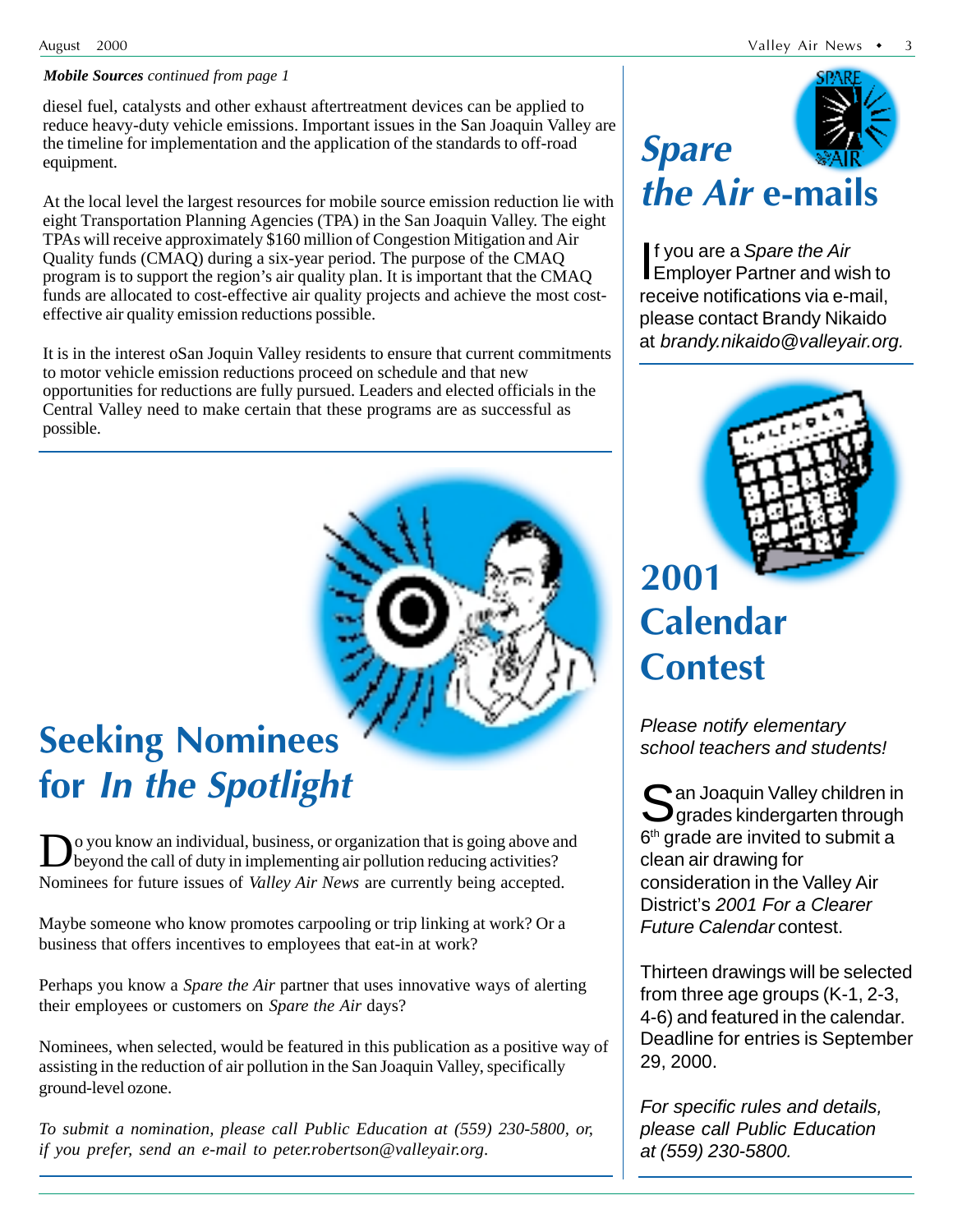*Mobile Sources continued from page 1*

diesel fuel, catalysts and other exhaust aftertreatment devices can be applied to reduce heavy-duty vehicle emissions. Important issues in the San Joaquin Valley are the timeline for implementation and the application of the standards to off-road equipment.

At the local level the largest resources for mobile source emission reduction lie with eight Transportation Planning Agencies (TPA) in the San Joaquin Valley. The eight TPAs will receive approximately $160 million of Congestion Mitigation and Air Quality funds (CMAQ) during a six-year period. The purpose of the CMAQ program is to support the region's air quality plan. It is important that the CMAQ funds are allocated to cost-effective air quality projects and achieve the most cost-effective air quality emission reductions possible.

It is in the interest oSan Joquin Valley residents to ensure that current commitments to motor vehicle emission reductions proceed on schedule and that new opportunities for reductions are fully pursued. Leaders and elected officials in the Central Valley need to make certain that these programs are as successful as possible.

## Seeking Nominees for *In the Spotlight*

Do you know an individual, business, or organization that is going above and beyond the call of duty in implementing air pollution reducing activities? Nominees for future issues of *Valley Air News* are currently being accepted.

Maybe someone who know promotes carpooling or trip linking at work? Or a business that offers incentives to employees that eat-in at work?

Perhaps you know a *Spare the Air* partner that uses innovative ways of alerting their employees or customers on *Spare the Air* days?

Nominees, when selected, would be featured in this publication as a positive way of assisting in the reduction of air pollution in the San Joaquin Valley, specifically ground-level ozone.

*To submit a nomination, please call Public Education at (559) 230-5800, or, if you prefer, send an e-mail to peter.robertson@valleyair.org.*

## *Spare the Air* e-mails

If you are a *Spare the Air* Employer Partner and wish to receive notifications via e-mail, please contact Brandy Nikaido at *brandy.nikaido@valleyair.org.*

## 2001 Calendar Contest

*Please notify elementary school teachers and students!*

San Joaquin Valley children in grades kindergarten through 6th grade are invited to submit a clean air drawing for consideration in the Valley Air District's *2001 For a Clearer Future Calendar* contest.

Thirteen drawings will be selected from three age groups (K-1, 2-3, 4-6) and featured in the calendar. Deadline for entries is September 29, 2000.

*For specific rules and details, please call Public Education at (559) 230-5800.*